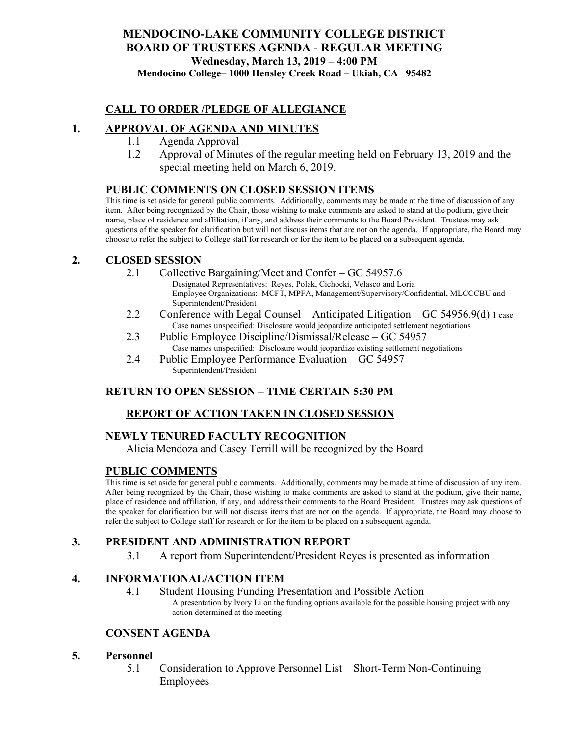# MENDOCINO-LAKE COMMUNITY COLLEGE DISTRICT
## BOARD OF TRUSTEES AGENDA - REGULAR MEETING
### Wednesday, March 13, 2019 – 4:00 PM
**Mendocino College– 1000 Hensley Creek Road – Ukiah, CA 95482**

## CALL TO ORDER /PLEDGE OF ALLEGIANCE

## 1. APPROVAL OF AGENDA AND MINUTES

1.1 Agenda Approval

1.2 Approval of Minutes of the regular meeting held on February 13, 2019 and the special meeting held on March 6, 2019.

## PUBLIC COMMENTS ON CLOSED SESSION ITEMS

This time is set aside for general public comments. Additionally, comments may be made at the time of discussion of any item. After being recognized by the Chair, those wishing to make comments are asked to stand at the podium, give their name, place of residence and affiliation, if any, and address their comments to the Board President. Trustees may ask questions of the speaker for clarification but will not discuss items that are not on the agenda. If appropriate, the Board may choose to refer the subject to College staff for research or for the item to be placed on a subsequent agenda.

## 2. CLOSED SESSION

2.1 Collective Bargaining/Meet and Confer – GC 54957.6
Designated Representatives: Reyes, Polak, Cichocki, Velasco and Loria
Employee Organizations: MCFT, MPFA, Management/Supervisory/Confidential, MLCCCBU and Superintendent/President

2.2 Conference with Legal Counsel – Anticipated Litigation – GC 54956.9(d) 1 case
Case names unspecified: Disclosure would jeopardize anticipated settlement negotiations

2.3 Public Employee Discipline/Dismissal/Release – GC 54957
Case names unspecified: Disclosure would jeopardize existing settlement negotiations

2.4 Public Employee Performance Evaluation – GC 54957
Superintendent/President

## RETURN TO OPEN SESSION – TIME CERTAIN 5:30 PM

## REPORT OF ACTION TAKEN IN CLOSED SESSION

## NEWLY TENURED FACULTY RECOGNITION

Alicia Mendoza and Casey Terrill will be recognized by the Board

## PUBLIC COMMENTS

This time is set aside for general public comments. Additionally, comments may be made at time of discussion of any item. After being recognized by the Chair, those wishing to make comments are asked to stand at the podium, give their name, place of residence and affiliation, if any, and address their comments to the Board President. Trustees may ask questions of the speaker for clarification but will not discuss items that are not on the agenda. If appropriate, the Board may choose to refer the subject to College staff for research or for the item to be placed on a subsequent agenda.

## 3. PRESIDENT AND ADMINISTRATION REPORT

3.1 A report from Superintendent/President Reyes is presented as information

## 4. INFORMATIONAL/ACTION ITEM

4.1 Student Housing Funding Presentation and Possible Action
A presentation by Ivory Li on the funding options available for the possible housing project with any action determined at the meeting

## CONSENT AGENDA

## 5. Personnel

5.1 Consideration to Approve Personnel List – Short-Term Non-Continuing Employees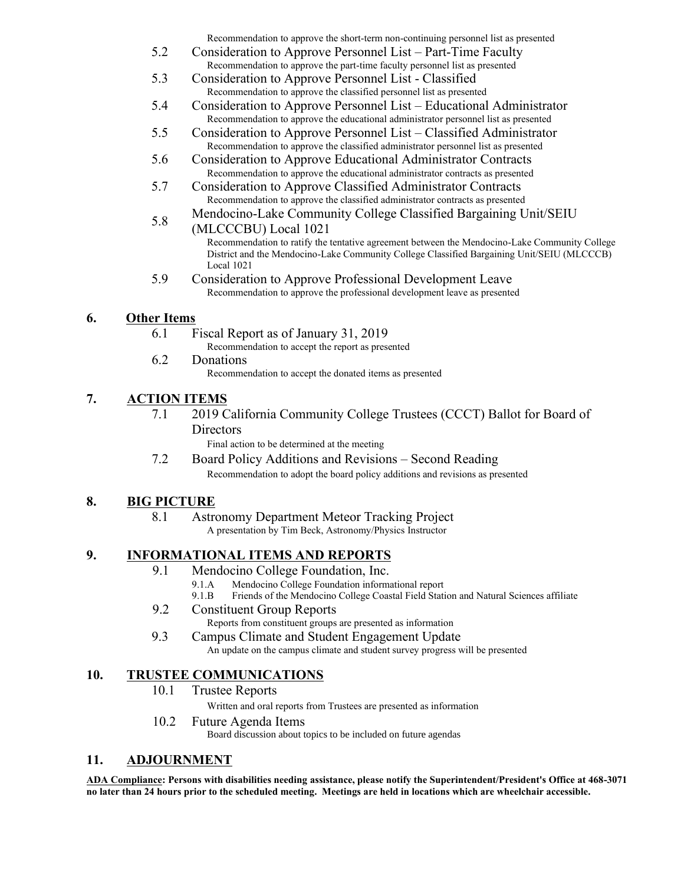Recommendation to approve the short-term non-continuing personnel list as presented

- 5.2 Consideration to Approve Personnel List – Part-Time Faculty
  Recommendation to approve the part-time faculty personnel list as presented
- 5.3 Consideration to Approve Personnel List - Classified
  Recommendation to approve the classified personnel list as presented
- 5.4 Consideration to Approve Personnel List – Educational Administrator
  Recommendation to approve the educational administrator personnel list as presented
- 5.5 Consideration to Approve Personnel List – Classified Administrator
  Recommendation to approve the classified administrator personnel list as presented
- 5.6 Consideration to Approve Educational Administrator Contracts
  Recommendation to approve the educational administrator contracts as presented
- 5.7 Consideration to Approve Classified Administrator Contracts
  Recommendation to approve the classified administrator contracts as presented
- 5.8 Mendocino-Lake Community College Classified Bargaining Unit/SEIU (MLCCCBU) Local 1021
  Recommendation to ratify the tentative agreement between the Mendocino-Lake Community College District and the Mendocino-Lake Community College Classified Bargaining Unit/SEIU (MLCCCB) Local 1021
- 5.9 Consideration to Approve Professional Development Leave
  Recommendation to approve the professional development leave as presented

## 6. Other Items

- 6.1 Fiscal Report as of January 31, 2019
  Recommendation to accept the report as presented
- 6.2 Donations
  Recommendation to accept the donated items as presented

## 7. ACTION ITEMS

- 7.1 2019 California Community College Trustees (CCCT) Ballot for Board of Directors
  Final action to be determined at the meeting
- 7.2 Board Policy Additions and Revisions – Second Reading
  Recommendation to adopt the board policy additions and revisions as presented

## 8. BIG PICTURE

- 8.1 Astronomy Department Meteor Tracking Project
  A presentation by Tim Beck, Astronomy/Physics Instructor

## 9. INFORMATIONAL ITEMS AND REPORTS

- 9.1 Mendocino College Foundation, Inc.
  - 9.1.A Mendocino College Foundation informational report
  - 9.1.B Friends of the Mendocino College Coastal Field Station and Natural Sciences affiliate
- 9.2 Constituent Group Reports
  Reports from constituent groups are presented as information
- 9.3 Campus Climate and Student Engagement Update
  An update on the campus climate and student survey progress will be presented

## 10. TRUSTEE COMMUNICATIONS

- 10.1 Trustee Reports
  Written and oral reports from Trustees are presented as information
- 10.2 Future Agenda Items
  Board discussion about topics to be included on future agendas

## 11. ADJOURNMENT

**ADA Compliance: Persons with disabilities needing assistance, please notify the Superintendent/President's Office at 468-3071 no later than 24 hours prior to the scheduled meeting. Meetings are held in locations which are wheelchair accessible.**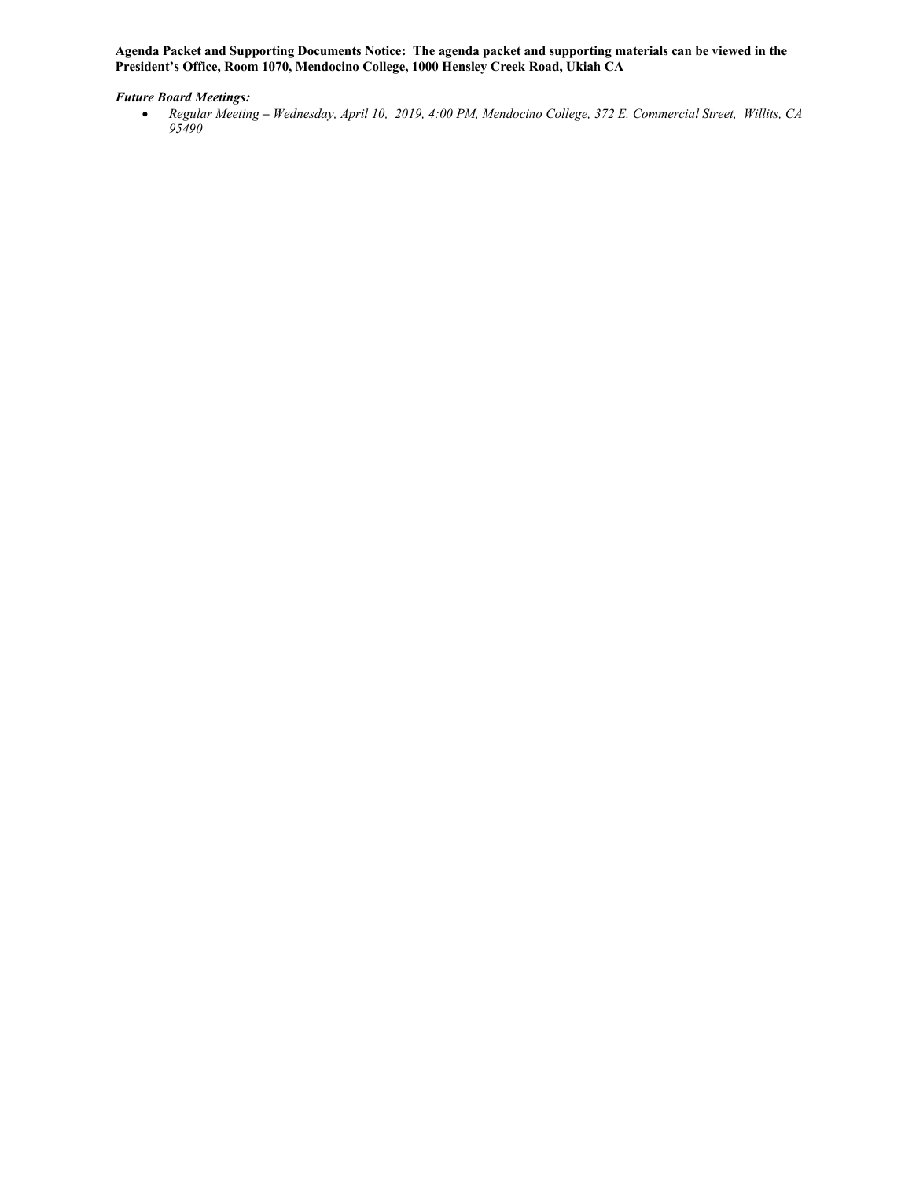**<u>Agenda Packet and Supporting Documents Notice</u>: The agenda packet and supporting materials can be viewed in the President's Office, Room 1070, Mendocino College, 1000 Hensley Creek Road, Ukiah CA**

***Future Board Meetings:***

- *Regular Meeting – Wednesday, April 10, 2019, 4:00 PM, Mendocino College, 372 E. Commercial Street, Willits, CA 95490*